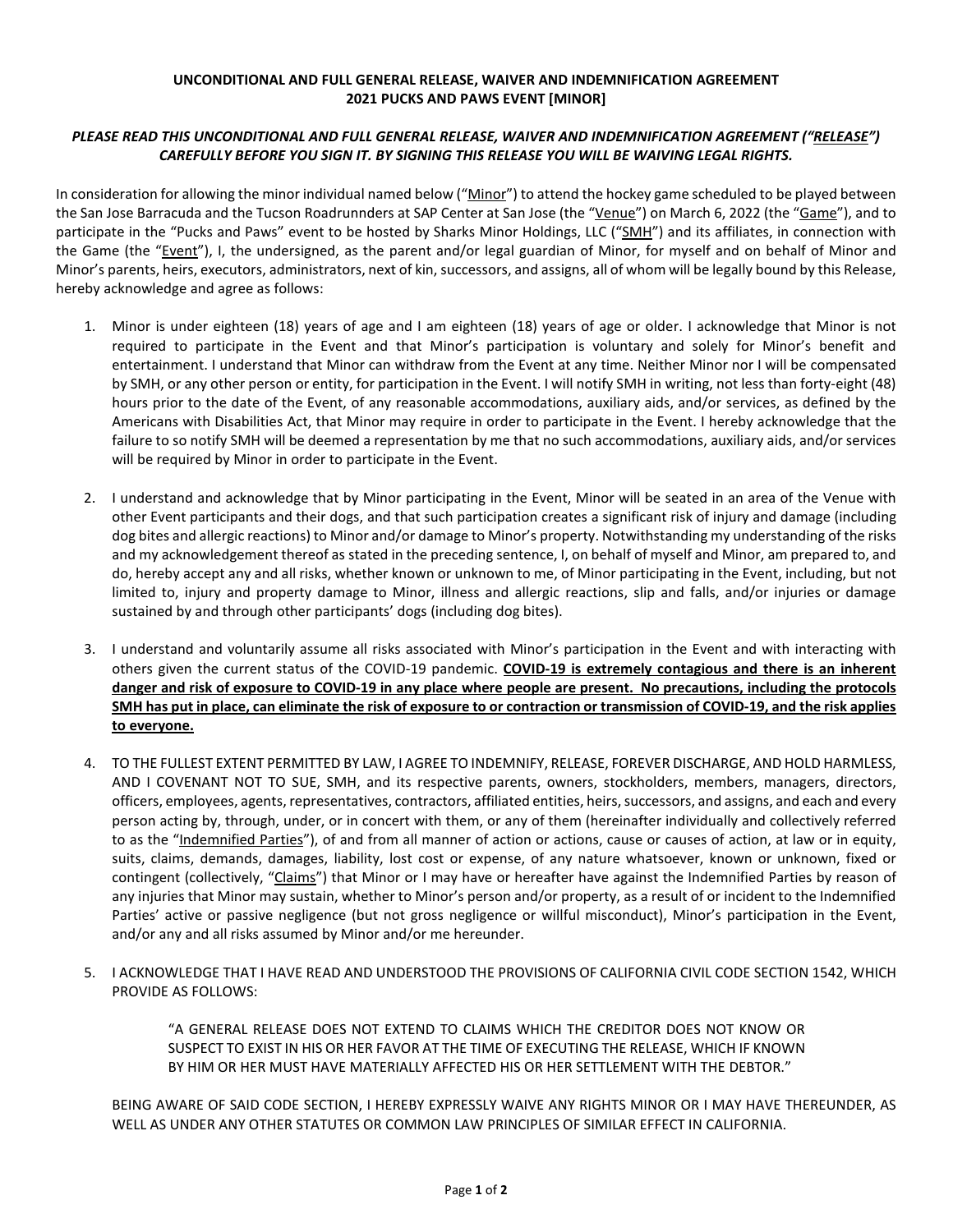**UNCONDITIONAL AND FULL GENERAL RELEASE, WAIVER AND INDEMNIFICATION AGREEMENT**
**2021 PUCKS AND PAWS EVENT [MINOR]**

***PLEASE READ THIS UNCONDITIONAL AND FULL GENERAL RELEASE, WAIVER AND INDEMNIFICATION AGREEMENT ("RELEASE") CAREFULLY BEFORE YOU SIGN IT. BY SIGNING THIS RELEASE YOU WILL BE WAIVING LEGAL RIGHTS.***

In consideration for allowing the minor individual named below ("Minor") to attend the hockey game scheduled to be played between the San Jose Barracuda and the Tucson Roadrunnders at SAP Center at San Jose (the "Venue") on March 6, 2022 (the "Game"), and to participate in the "Pucks and Paws" event to be hosted by Sharks Minor Holdings, LLC ("SMH") and its affiliates, in connection with the Game (the "Event"), I, the undersigned, as the parent and/or legal guardian of Minor, for myself and on behalf of Minor and Minor's parents, heirs, executors, administrators, next of kin, successors, and assigns, all of whom will be legally bound by this Release, hereby acknowledge and agree as follows:

1. Minor is under eighteen (18) years of age and I am eighteen (18) years of age or older. I acknowledge that Minor is not required to participate in the Event and that Minor's participation is voluntary and solely for Minor's benefit and entertainment. I understand that Minor can withdraw from the Event at any time. Neither Minor nor I will be compensated by SMH, or any other person or entity, for participation in the Event. I will notify SMH in writing, not less than forty-eight (48) hours prior to the date of the Event, of any reasonable accommodations, auxiliary aids, and/or services, as defined by the Americans with Disabilities Act, that Minor may require in order to participate in the Event. I hereby acknowledge that the failure to so notify SMH will be deemed a representation by me that no such accommodations, auxiliary aids, and/or services will be required by Minor in order to participate in the Event.

2. I understand and acknowledge that by Minor participating in the Event, Minor will be seated in an area of the Venue with other Event participants and their dogs, and that such participation creates a significant risk of injury and damage (including dog bites and allergic reactions) to Minor and/or damage to Minor's property. Notwithstanding my understanding of the risks and my acknowledgement thereof as stated in the preceding sentence, I, on behalf of myself and Minor, am prepared to, and do, hereby accept any and all risks, whether known or unknown to me, of Minor participating in the Event, including, but not limited to, injury and property damage to Minor, illness and allergic reactions, slip and falls, and/or injuries or damage sustained by and through other participants' dogs (including dog bites).

3. I understand and voluntarily assume all risks associated with Minor's participation in the Event and with interacting with others given the current status of the COVID-19 pandemic. **COVID-19 is extremely contagious and there is an inherent danger and risk of exposure to COVID-19 in any place where people are present. No precautions, including the protocols SMH has put in place, can eliminate the risk of exposure to or contraction or transmission of COVID-19, and the risk applies to everyone.**

4. TO THE FULLEST EXTENT PERMITTED BY LAW, I AGREE TO INDEMNIFY, RELEASE, FOREVER DISCHARGE, AND HOLD HARMLESS, AND I COVENANT NOT TO SUE, SMH, and its respective parents, owners, stockholders, members, managers, directors, officers, employees, agents, representatives, contractors, affiliated entities, heirs, successors, and assigns, and each and every person acting by, through, under, or in concert with them, or any of them (hereinafter individually and collectively referred to as the "Indemnified Parties"), of and from all manner of action or actions, cause or causes of action, at law or in equity, suits, claims, demands, damages, liability, lost cost or expense, of any nature whatsoever, known or unknown, fixed or contingent (collectively, "Claims") that Minor or I may have or hereafter have against the Indemnified Parties by reason of any injuries that Minor may sustain, whether to Minor's person and/or property, as a result of or incident to the Indemnified Parties' active or passive negligence (but not gross negligence or willful misconduct), Minor's participation in the Event, and/or any and all risks assumed by Minor and/or me hereunder.

5. I ACKNOWLEDGE THAT I HAVE READ AND UNDERSTOOD THE PROVISIONS OF CALIFORNIA CIVIL CODE SECTION 1542, WHICH PROVIDE AS FOLLOWS:

   > "A GENERAL RELEASE DOES NOT EXTEND TO CLAIMS WHICH THE CREDITOR DOES NOT KNOW OR SUSPECT TO EXIST IN HIS OR HER FAVOR AT THE TIME OF EXECUTING THE RELEASE, WHICH IF KNOWN BY HIM OR HER MUST HAVE MATERIALLY AFFECTED HIS OR HER SETTLEMENT WITH THE DEBTOR."

   BEING AWARE OF SAID CODE SECTION, I HEREBY EXPRESSLY WAIVE ANY RIGHTS MINOR OR I MAY HAVE THEREUNDER, AS WELL AS UNDER ANY OTHER STATUTES OR COMMON LAW PRINCIPLES OF SIMILAR EFFECT IN CALIFORNIA.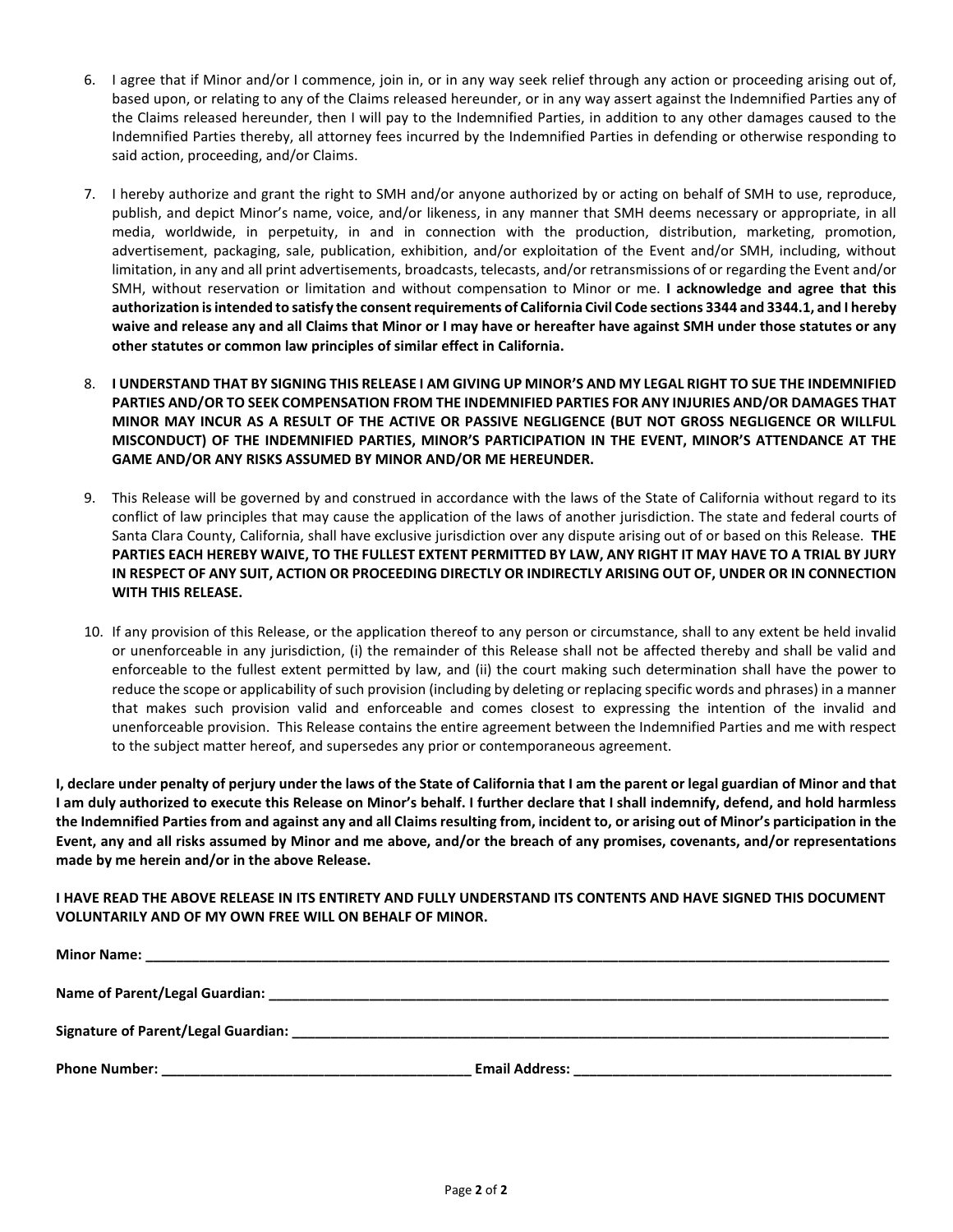6. I agree that if Minor and/or I commence, join in, or in any way seek relief through any action or proceeding arising out of, based upon, or relating to any of the Claims released hereunder, or in any way assert against the Indemnified Parties any of the Claims released hereunder, then I will pay to the Indemnified Parties, in addition to any other damages caused to the Indemnified Parties thereby, all attorney fees incurred by the Indemnified Parties in defending or otherwise responding to said action, proceeding, and/or Claims.

7. I hereby authorize and grant the right to SMH and/or anyone authorized by or acting on behalf of SMH to use, reproduce, publish, and depict Minor's name, voice, and/or likeness, in any manner that SMH deems necessary or appropriate, in all media, worldwide, in perpetuity, in and in connection with the production, distribution, marketing, promotion, advertisement, packaging, sale, publication, exhibition, and/or exploitation of the Event and/or SMH, including, without limitation, in any and all print advertisements, broadcasts, telecasts, and/or retransmissions of or regarding the Event and/or SMH, without reservation or limitation and without compensation to Minor or me. **I acknowledge and agree that this authorization is intended to satisfy the consent requirements of California Civil Code sections 3344 and 3344.1, and I hereby waive and release any and all Claims that Minor or I may have or hereafter have against SMH under those statutes or any other statutes or common law principles of similar effect in California.**

8. **I UNDERSTAND THAT BY SIGNING THIS RELEASE I AM GIVING UP MINOR'S AND MY LEGAL RIGHT TO SUE THE INDEMNIFIED PARTIES AND/OR TO SEEK COMPENSATION FROM THE INDEMNIFIED PARTIES FOR ANY INJURIES AND/OR DAMAGES THAT MINOR MAY INCUR AS A RESULT OF THE ACTIVE OR PASSIVE NEGLIGENCE (BUT NOT GROSS NEGLIGENCE OR WILLFUL MISCONDUCT) OF THE INDEMNIFIED PARTIES, MINOR'S PARTICIPATION IN THE EVENT, MINOR'S ATTENDANCE AT THE GAME AND/OR ANY RISKS ASSUMED BY MINOR AND/OR ME HEREUNDER.**

9. This Release will be governed by and construed in accordance with the laws of the State of California without regard to its conflict of law principles that may cause the application of the laws of another jurisdiction. The state and federal courts of Santa Clara County, California, shall have exclusive jurisdiction over any dispute arising out of or based on this Release. **THE PARTIES EACH HEREBY WAIVE, TO THE FULLEST EXTENT PERMITTED BY LAW, ANY RIGHT IT MAY HAVE TO A TRIAL BY JURY IN RESPECT OF ANY SUIT, ACTION OR PROCEEDING DIRECTLY OR INDIRECTLY ARISING OUT OF, UNDER OR IN CONNECTION WITH THIS RELEASE.**

10. If any provision of this Release, or the application thereof to any person or circumstance, shall to any extent be held invalid or unenforceable in any jurisdiction, (i) the remainder of this Release shall not be affected thereby and shall be valid and enforceable to the fullest extent permitted by law, and (ii) the court making such determination shall have the power to reduce the scope or applicability of such provision (including by deleting or replacing specific words and phrases) in a manner that makes such provision valid and enforceable and comes closest to expressing the intention of the invalid and unenforceable provision. This Release contains the entire agreement between the Indemnified Parties and me with respect to the subject matter hereof, and supersedes any prior or contemporaneous agreement.

**I, declare under penalty of perjury under the laws of the State of California that I am the parent or legal guardian of Minor and that I am duly authorized to execute this Release on Minor's behalf. I further declare that I shall indemnify, defend, and hold harmless the Indemnified Parties from and against any and all Claims resulting from, incident to, or arising out of Minor's participation in the Event, any and all risks assumed by Minor and me above, and/or the breach of any promises, covenants, and/or representations made by me herein and/or in the above Release.**

**I HAVE READ THE ABOVE RELEASE IN ITS ENTIRETY AND FULLY UNDERSTAND ITS CONTENTS AND HAVE SIGNED THIS DOCUMENT VOLUNTARILY AND OF MY OWN FREE WILL ON BEHALF OF MINOR.**

**Minor Name:** ____________________________________________________________

**Name of Parent/Legal Guardian:** ____________________________________________________________

**Signature of Parent/Legal Guardian:** ____________________________________________________________

**Phone Number:** ______________________________ **Email Address:** ______________________________